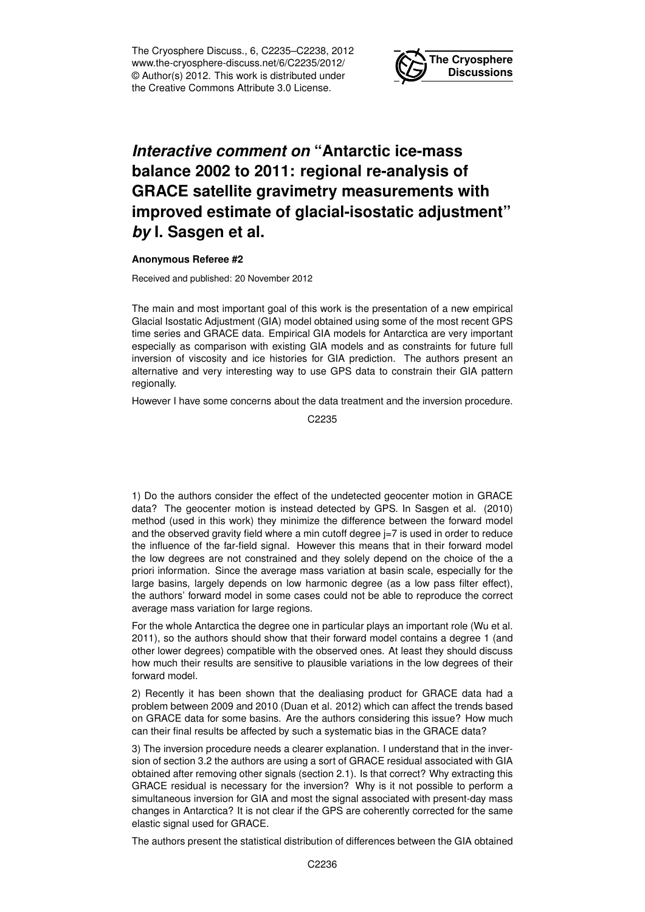# *Interactive comment on* "Antarctic ice-mass balance 2002 to 2011: regional re-analysis of GRACE satellite gravimetry measurements with improved estimate of glacial-isostatic adjustment" *by* I. Sasgen et al.

**Anonymous Referee #2**

Received and published: 20 November 2012

The main and most important goal of this work is the presentation of a new empirical Glacial Isostatic Adjustment (GIA) model obtained using some of the most recent GPS time series and GRACE data. Empirical GIA models for Antarctica are very important especially as comparison with existing GIA models and as constraints for future full inversion of viscosity and ice histories for GIA prediction. The authors present an alternative and very interesting way to use GPS data to constrain their GIA pattern regionally.

However I have some concerns about the data treatment and the inversion procedure.

1) Do the authors consider the effect of the undetected geocenter motion in GRACE data? The geocenter motion is instead detected by GPS. In Sasgen et al. (2010) method (used in this work) they minimize the difference between the forward model and the observed gravity field where a min cutoff degree $j=7$ is used in order to reduce the influence of the far-field signal. However this means that in their forward model the low degrees are not constrained and they solely depend on the choice of the a priori information. Since the average mass variation at basin scale, especially for the large basins, largely depends on low harmonic degree (as a low pass filter effect), the authors' forward model in some cases could not be able to reproduce the correct average mass variation for large regions.

For the whole Antarctica the degree one in particular plays an important role (Wu et al. 2011), so the authors should show that their forward model contains a degree 1 (and other lower degrees) compatible with the observed ones. At least they should discuss how much their results are sensitive to plausible variations in the low degrees of their forward model.

2) Recently it has been shown that the dealiasing product for GRACE data had a problem between 2009 and 2010 (Duan et al. 2012) which can affect the trends based on GRACE data for some basins. Are the authors considering this issue? How much can their final results be affected by such a systematic bias in the GRACE data?

3) The inversion procedure needs a clearer explanation. I understand that in the inversion of section 3.2 the authors are using a sort of GRACE residual associated with GIA obtained after removing other signals (section 2.1). Is that correct? Why extracting this GRACE residual is necessary for the inversion? Why is it not possible to perform a simultaneous inversion for GIA and most the signal associated with present-day mass changes in Antarctica? It is not clear if the GPS are coherently corrected for the same elastic signal used for GRACE.

The authors present the statistical distribution of differences between the GIA obtained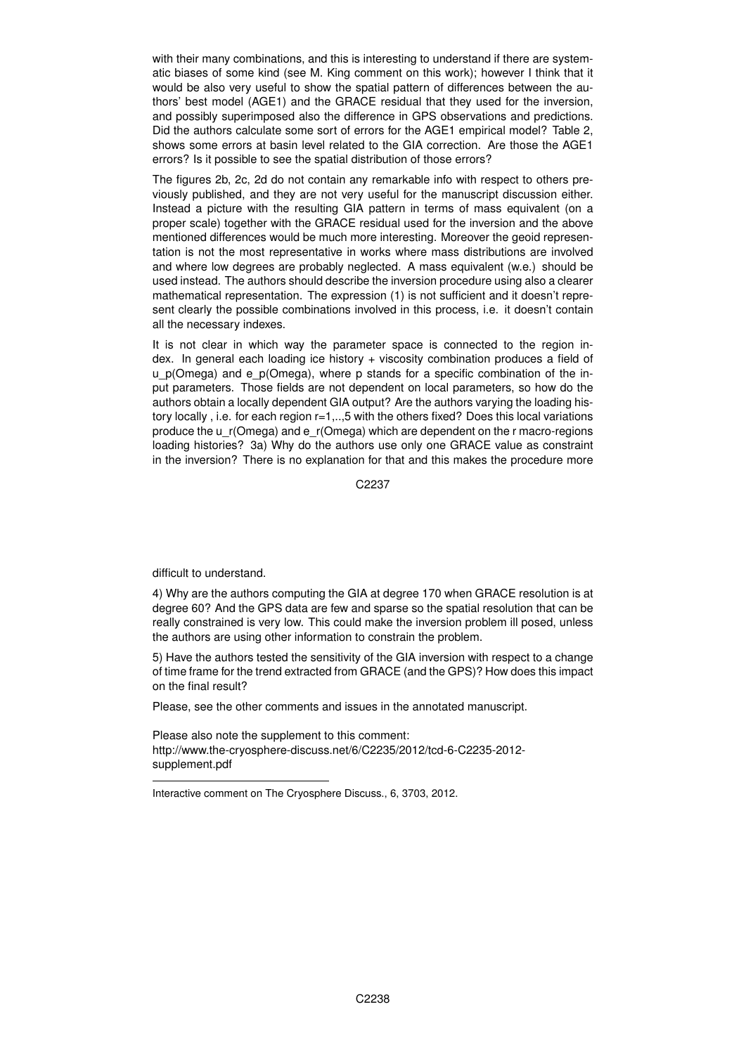with their many combinations, and this is interesting to understand if there are systematic biases of some kind (see M. King comment on this work); however I think that it would be also very useful to show the spatial pattern of differences between the authors' best model (AGE1) and the GRACE residual that they used for the inversion, and possibly superimposed also the difference in GPS observations and predictions. Did the authors calculate some sort of errors for the AGE1 empirical model? Table 2, shows some errors at basin level related to the GIA correction. Are those the AGE1 errors? Is it possible to see the spatial distribution of those errors?

The figures 2b, 2c, 2d do not contain any remarkable info with respect to others previously published, and they are not very useful for the manuscript discussion either. Instead a picture with the resulting GIA pattern in terms of mass equivalent (on a proper scale) together with the GRACE residual used for the inversion and the above mentioned differences would be much more interesting. Moreover the geoid representation is not the most representative in works where mass distributions are involved and where low degrees are probably neglected. A mass equivalent (w.e.) should be used instead. The authors should describe the inversion procedure using also a clearer mathematical representation. The expression (1) is not sufficient and it doesn't represent clearly the possible combinations involved in this process, i.e. it doesn't contain all the necessary indexes.

It is not clear in which way the parameter space is connected to the region index. In general each loading ice history + viscosity combination produces a field of u_p(Omega) and e_p(Omega), where p stands for a specific combination of the input parameters. Those fields are not dependent on local parameters, so how do the authors obtain a locally dependent GIA output? Are the authors varying the loading history locally , i.e. for each region r=1,..,5 with the others fixed? Does this local variations produce the u_r(Omega) and e_r(Omega) which are dependent on the r macro-regions loading histories? 3a) Why do the authors use only one GRACE value as constraint in the inversion? There is no explanation for that and this makes the procedure more difficult to understand.

4) Why are the authors computing the GIA at degree 170 when GRACE resolution is at degree 60? And the GPS data are few and sparse so the spatial resolution that can be really constrained is very low. This could make the inversion problem ill posed, unless the authors are using other information to constrain the problem.

5) Have the authors tested the sensitivity of the GIA inversion with respect to a change of time frame for the trend extracted from GRACE (and the GPS)? How does this impact on the final result?

Please, see the other comments and issues in the annotated manuscript.

Please also note the supplement to this comment:
http://www.the-cryosphere-discuss.net/6/C2235/2012/tcd-6-C2235-2012-supplement.pdf

---

Interactive comment on The Cryosphere Discuss., 6, 3703, 2012.